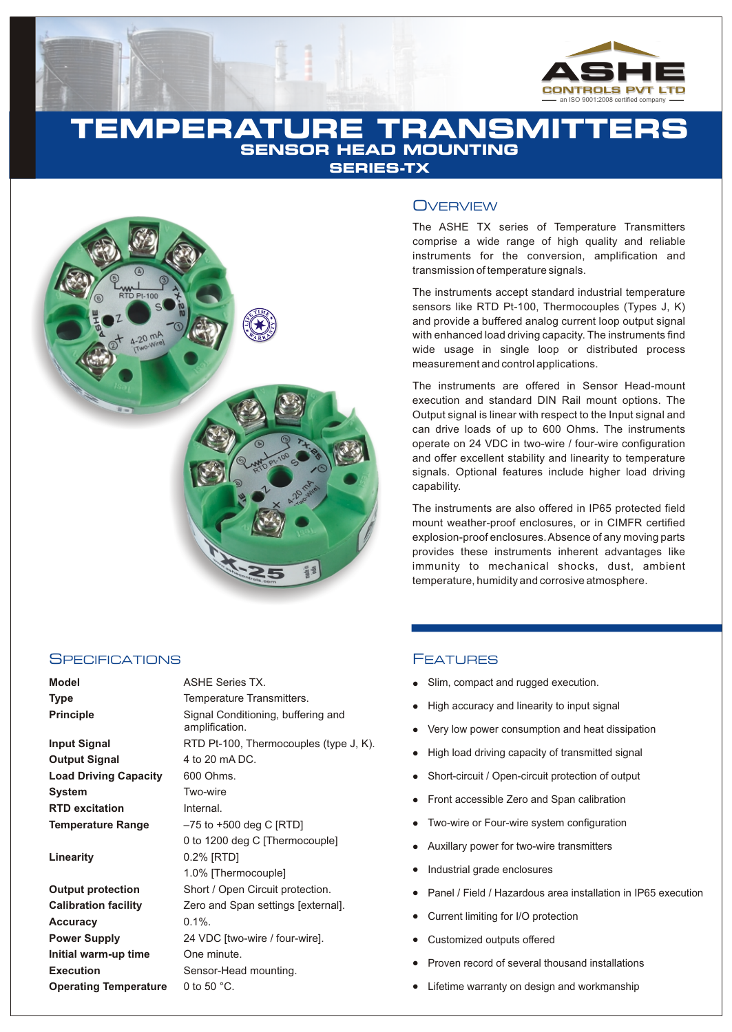# TEMPERATURE TRANSMITTERS

## SENSOR HEAD MOUNTING

## SERIES-TX

## OVERVIEW

The ASHE TX series of Temperature Transmitters comprise a wide range of high quality and reliable instruments for the conversion, amplification and transmission of temperature signals.

The instruments accept standard industrial temperature sensors like RTD Pt-100, Thermocouples (Types J, K) and provide a buffered analog current loop output signal with enhanced load driving capacity. The instruments find wide usage in single loop or distributed process measurement and control applications.

The instruments are offered in Sensor Head-mount execution and standard DIN Rail mount options. The Output signal is linear with respect to the Input signal and can drive loads of up to 600 Ohms. The instruments operate on 24 VDC in two-wire / four-wire configuration and offer excellent stability and linearity to temperature signals. Optional features include higher load driving capability.

The instruments are also offered in IP65 protected field mount weather-proof enclosures, or in CIMFR certified explosion-proof enclosures. Absence of any moving parts provides these instruments inherent advantages like immunity to mechanical shocks, dust, ambient temperature, humidity and corrosive atmosphere.

## SPECIFICATIONS

| | |
|---|---|
| **Model** | ASHE Series TX. |
| **Type** | Temperature Transmitters. |
| **Principle** | Signal Conditioning, buffering and amplification. |
| **Input Signal** | RTD Pt-100, Thermocouples (type J, K). |
| **Output Signal** | 4 to 20 mA DC. |
| **Load Driving Capacity** | 600 Ohms. |
| **System** | Two-wire |
| **RTD excitation** | Internal. |
| **Temperature Range** | –75 to +500 deg C [RTD]<br>0 to 1200 deg C [Thermocouple] |
| **Linearity** | 0.2% [RTD]<br>1.0% [Thermocouple] |
| **Output protection** | Short / Open Circuit protection. |
| **Calibration facility** | Zero and Span settings [external]. |
| **Accuracy** | 0.1%. |
| **Power Supply** | 24 VDC [two-wire / four-wire]. |
| **Initial warm-up time** | One minute. |
| **Execution** | Sensor-Head mounting. |
| **Operating Temperature** | 0 to 50 °C. |

## FEATURES

- Slim, compact and rugged execution.
- High accuracy and linearity to input signal
- Very low power consumption and heat dissipation
- High load driving capacity of transmitted signal
- Short-circuit / Open-circuit protection of output
- Front accessible Zero and Span calibration
- Two-wire or Four-wire system configuration
- Auxillary power for two-wire transmitters
- Industrial grade enclosures
- Panel / Field / Hazardous area installation in IP65 execution
- Current limiting for I/O protection
- Customized outputs offered
- Proven record of several thousand installations
- Lifetime warranty on design and workmanship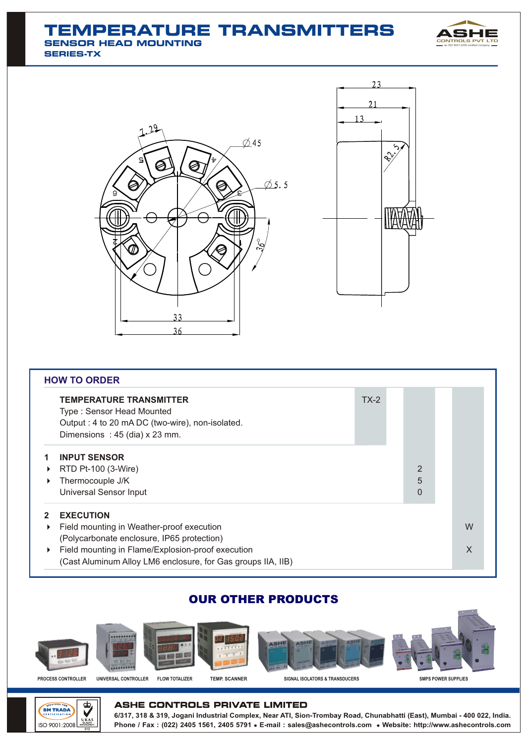# TEMPERATURE TRANSMITTERS

## SENSOR HEAD MOUNTING

## SERIES-TX

ASHE CONTROLS PVT LTD
an ISO 9001:2008 certified company

7.29
∅45
∅5.5
36°
33
36
23
21
13
R2.5

## HOW TO ORDER

| | | | | |
|---|---|---|---|---|
| | **TEMPERATURE TRANSMITTER**<br>Type : Sensor Head Mounted<br>Output : 4 to 20 mA DC (two-wire), non-isolated.<br>Dimensions : 45 (dia) x 23 mm. | TX-2 | | |
| **1** | **INPUT SENSOR** | | | |
| ▸ | RTD Pt-100 (3-Wire) | | 2 | |
| ▸ | Thermocouple J/K | | 5 | |
| | Universal Sensor Input | | 0 | |
| **2** | **EXECUTION** | | | |
| ▸ | Field mounting in Weather-proof execution<br>(Polycarbonate enclosure, IP65 protection) | | | W |
| ▸ | Field mounting in Flame/Explosion-proof execution<br>(Cast Aluminum Alloy LM6 enclosure, for Gas groups IIA, IIB) | | | X |

## OUR OTHER PRODUCTS

PROCESS CONTROLLER
UNIVERSAL CONTROLLER
FLOW TOTALIZER
TEMP. SCANNER
SIGNAL ISOLATORS & TRANSDUCERS
SMPS POWER SUPPLIES

BM TRADA CERTIFICATION · ISO 9001:2008 · UKAS QUALITY MANAGEMENT 012

**ASHE CONTROLS PRIVATE LIMITED**

6/317, 318 & 319, Jogani Industrial Complex, Near ATI, Sion-Trombay Road, Chunabhatti (East), Mumbai - 400 022, India.
Phone / Fax : (022) 2405 1561, 2405 5791 • E-mail : sales@ashecontrols.com • Website: http://www.ashecontrols.com